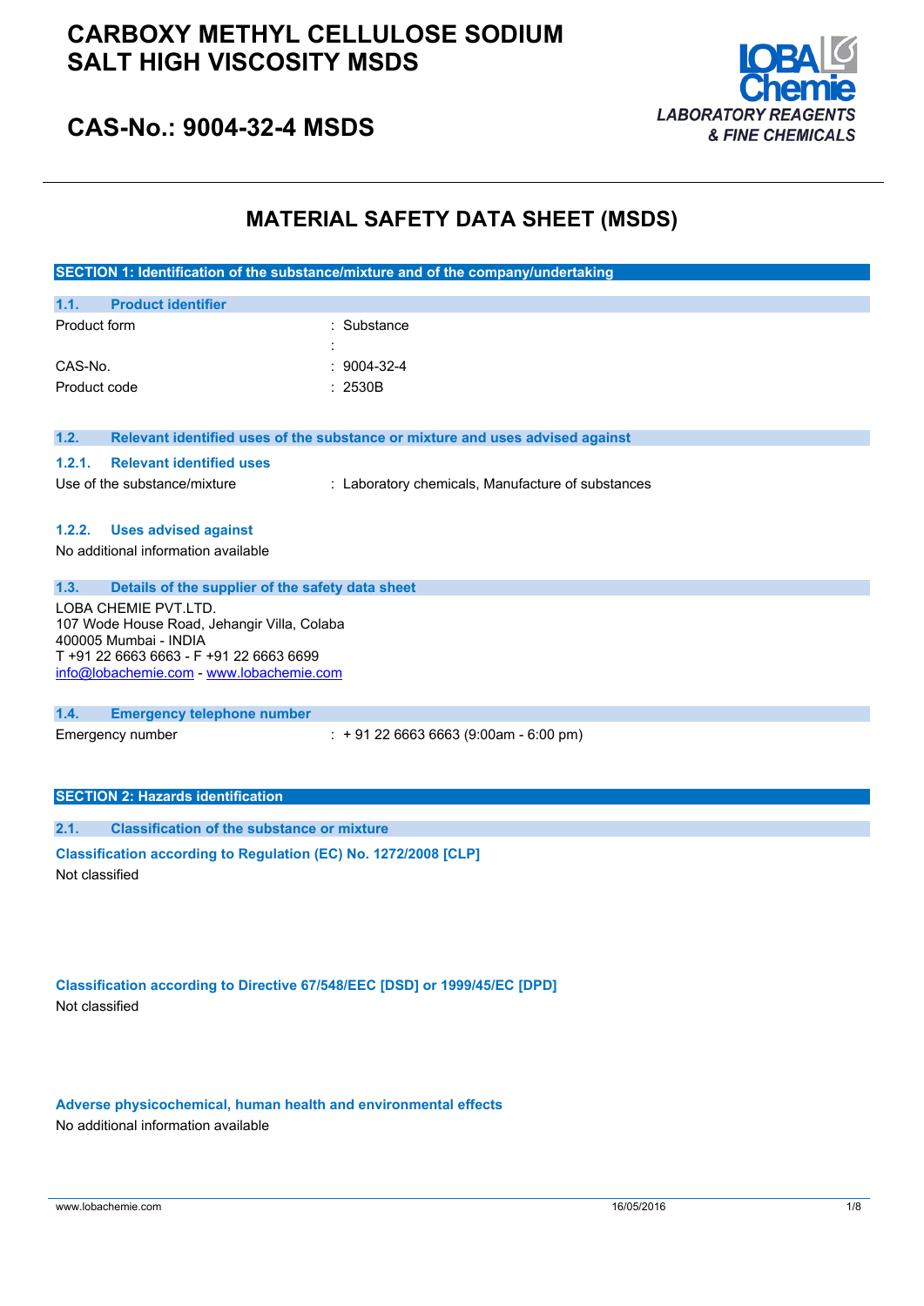# CARBOXY METHYL CELLULOSE SODIUM SALT HIGH VISCOSITY MSDS

## CAS-No.: 9004-32-4 MSDS

LOBA Chemie
LABORATORY REAGENTS & FINE CHEMICALS

# MATERIAL SAFETY DATA SHEET (MSDS)

## SECTION 1: Identification of the substance/mixture and of the company/undertaking

### 1.1. Product identifier

| | |
|---|---|
| Product form | : Substance |
| | : |
| CAS-No. | : 9004-32-4 |
| Product code | : 2530B |

### 1.2. Relevant identified uses of the substance or mixture and uses advised against

#### 1.2.1. Relevant identified uses

Use of the substance/mixture : Laboratory chemicals, Manufacture of substances

#### 1.2.2. Uses advised against

No additional information available

### 1.3. Details of the supplier of the safety data sheet

LOBA CHEMIE PVT.LTD.
107 Wode House Road, Jehangir Villa, Colaba
400005 Mumbai - INDIA
T +91 22 6663 6663 - F +91 22 6663 6699
info@lobachemie.com - www.lobachemie.com

### 1.4. Emergency telephone number

Emergency number : + 91 22 6663 6663 (9:00am - 6:00 pm)

## SECTION 2: Hazards identification

### 2.1. Classification of the substance or mixture

**Classification according to Regulation (EC) No. 1272/2008 [CLP]**

Not classified

**Classification according to Directive 67/548/EEC [DSD] or 1999/45/EC [DPD]**

Not classified

**Adverse physicochemical, human health and environmental effects**

No additional information available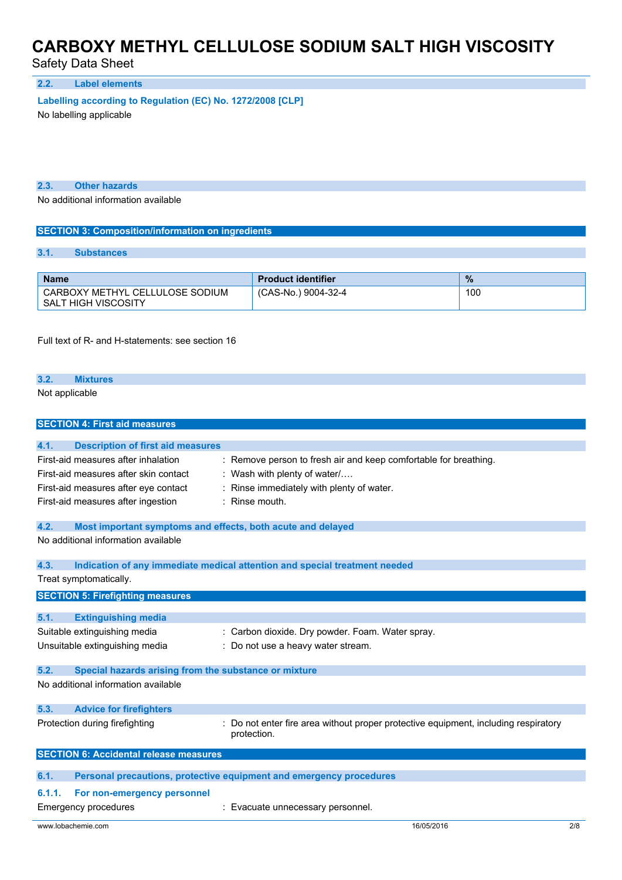### 2.2. Label elements

**Labelling according to Regulation (EC) No. 1272/2008 [CLP]**

No labelling applicable

### 2.3. Other hazards

No additional information available

## SECTION 3: Composition/information on ingredients

### 3.1. Substances

| Name | Product identifier | % |
| --- | --- | --- |
| CARBOXY METHYL CELLULOSE SODIUM SALT HIGH VISCOSITY | (CAS-No.) 9004-32-4 | 100 |

Full text of R- and H-statements: see section 16

### 3.2. Mixtures

Not applicable

## SECTION 4: First aid measures

### 4.1. Description of first aid measures

First-aid measures after inhalation : Remove person to fresh air and keep comfortable for breathing.

First-aid measures after skin contact : Wash with plenty of water/….

First-aid measures after eye contact : Rinse immediately with plenty of water.

First-aid measures after ingestion : Rinse mouth.

### 4.2. Most important symptoms and effects, both acute and delayed

No additional information available

### 4.3. Indication of any immediate medical attention and special treatment needed

Treat symptomatically.

## SECTION 5: Firefighting measures

### 5.1. Extinguishing media

Suitable extinguishing media : Carbon dioxide. Dry powder. Foam. Water spray.

Unsuitable extinguishing media : Do not use a heavy water stream.

### 5.2. Special hazards arising from the substance or mixture

No additional information available

### 5.3. Advice for firefighters

Protection during firefighting : Do not enter fire area without proper protective equipment, including respiratory protection.

## SECTION 6: Accidental release measures

### 6.1. Personal precautions, protective equipment and emergency procedures

#### 6.1.1. For non-emergency personnel

Emergency procedures : Evacuate unnecessary personnel.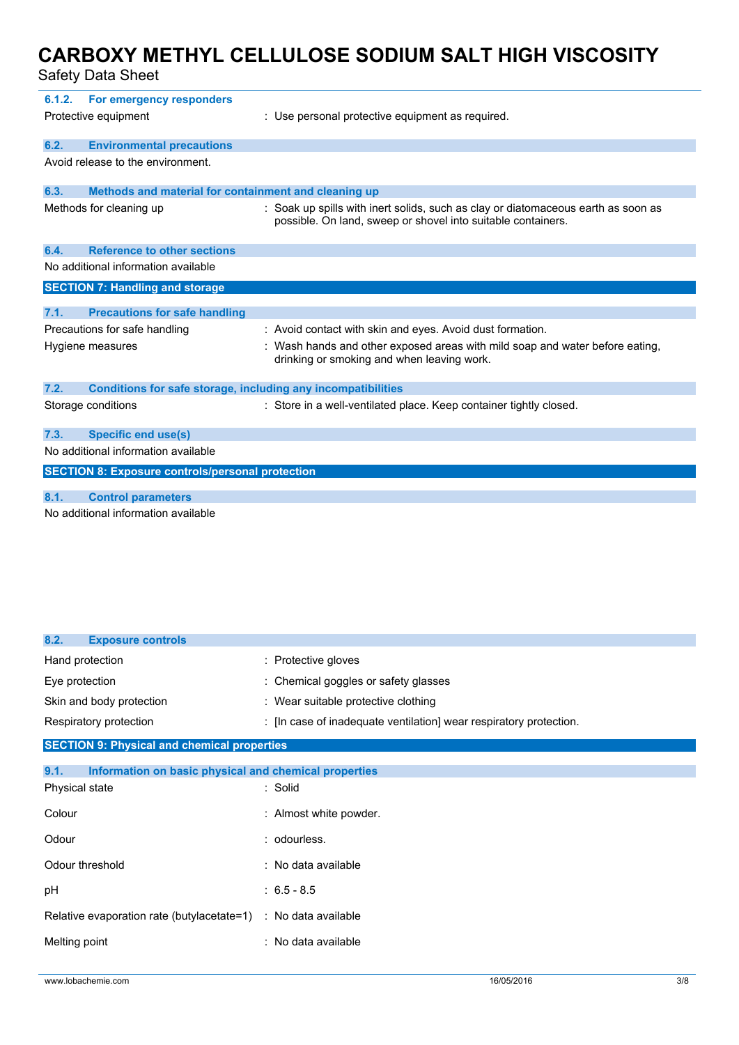### 6.1.2. For emergency responders

| | |
|---|---|
| Protective equipment | : Use personal protective equipment as required. |

### 6.2. Environmental precautions

Avoid release to the environment.

### 6.3. Methods and material for containment and cleaning up

| | |
|---|---|
| Methods for cleaning up | : Soak up spills with inert solids, such as clay or diatomaceous earth as soon as possible. On land, sweep or shovel into suitable containers. |

### 6.4. Reference to other sections

No additional information available

## SECTION 7: Handling and storage

### 7.1. Precautions for safe handling

| | |
|---|---|
| Precautions for safe handling | : Avoid contact with skin and eyes. Avoid dust formation. |
| Hygiene measures | : Wash hands and other exposed areas with mild soap and water before eating, drinking or smoking and when leaving work. |

### 7.2. Conditions for safe storage, including any incompatibilities

| | |
|---|---|
| Storage conditions | : Store in a well-ventilated place. Keep container tightly closed. |

### 7.3. Specific end use(s)

No additional information available

## SECTION 8: Exposure controls/personal protection

### 8.1. Control parameters

No additional information available

### 8.2. Exposure controls

| | |
|---|---|
| Hand protection | : Protective gloves |
| Eye protection | : Chemical goggles or safety glasses |
| Skin and body protection | : Wear suitable protective clothing |
| Respiratory protection | : [In case of inadequate ventilation] wear respiratory protection. |

## SECTION 9: Physical and chemical properties

### 9.1. Information on basic physical and chemical properties

| | |
|---|---|
| Physical state | : Solid |
| Colour | : Almost white powder. |
| Odour | : odourless. |
| Odour threshold | : No data available |
| pH | : 6.5 - 8.5 |
| Relative evaporation rate (butylacetate=1) | : No data available |
| Melting point | : No data available |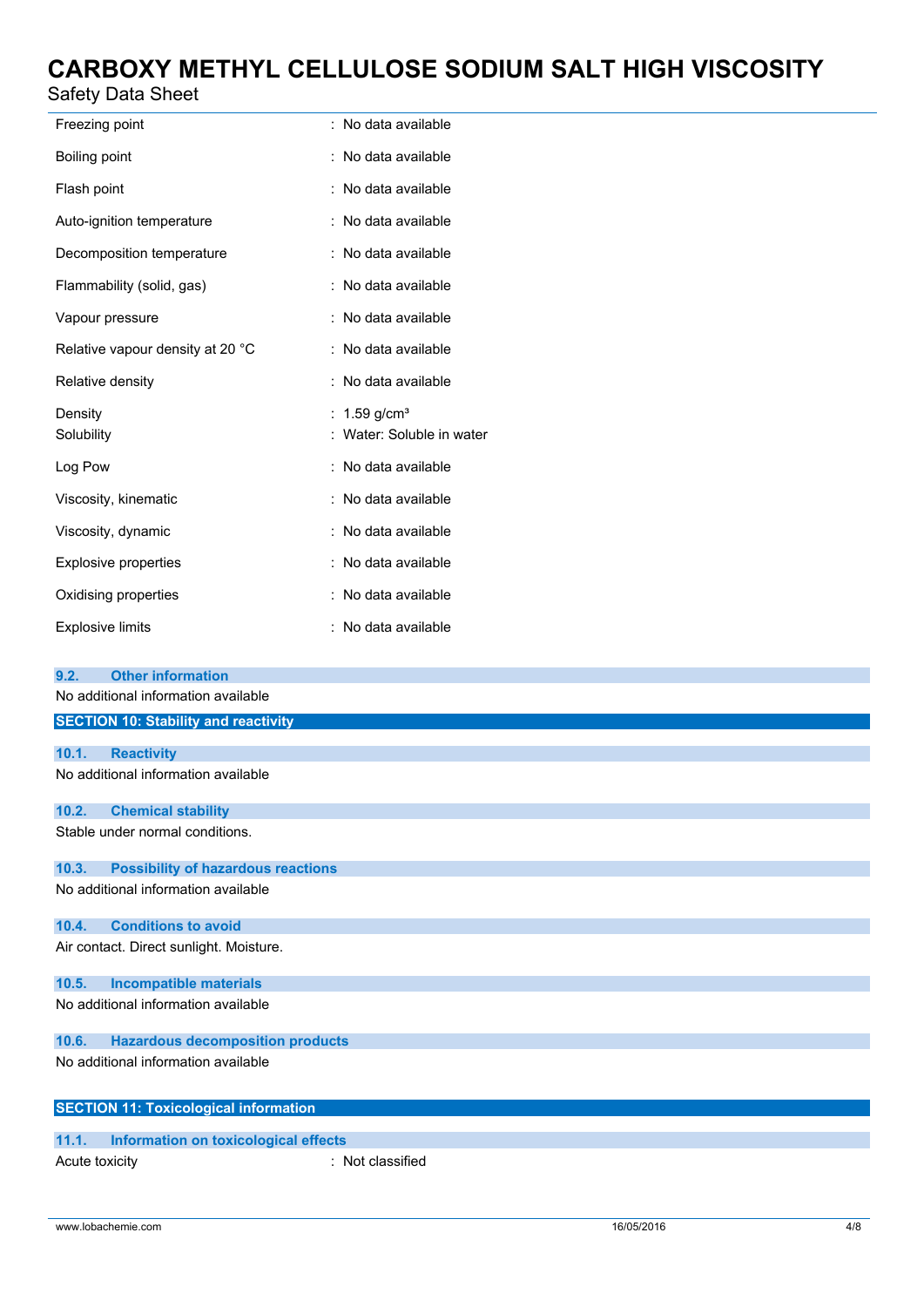| | |
|---|---|
| Freezing point | : No data available |
| Boiling point | : No data available |
| Flash point | : No data available |
| Auto-ignition temperature | : No data available |
| Decomposition temperature | : No data available |
| Flammability (solid, gas) | : No data available |
| Vapour pressure | : No data available |
| Relative vapour density at 20 °C | : No data available |
| Relative density | : No data available |
| Density | : 1.59 g/cm³ |
| Solubility | : Water: Soluble in water |
| Log Pow | : No data available |
| Viscosity, kinematic | : No data available |
| Viscosity, dynamic | : No data available |
| Explosive properties | : No data available |
| Oxidising properties | : No data available |
| Explosive limits | : No data available |

### 9.2. Other information

No additional information available

## SECTION 10: Stability and reactivity

### 10.1. Reactivity

No additional information available

### 10.2. Chemical stability

Stable under normal conditions.

### 10.3. Possibility of hazardous reactions

No additional information available

### 10.4. Conditions to avoid

Air contact. Direct sunlight. Moisture.

### 10.5. Incompatible materials

No additional information available

### 10.6. Hazardous decomposition products

No additional information available

## SECTION 11: Toxicological information

### 11.1. Information on toxicological effects

| | |
|---|---|
| Acute toxicity | : Not classified |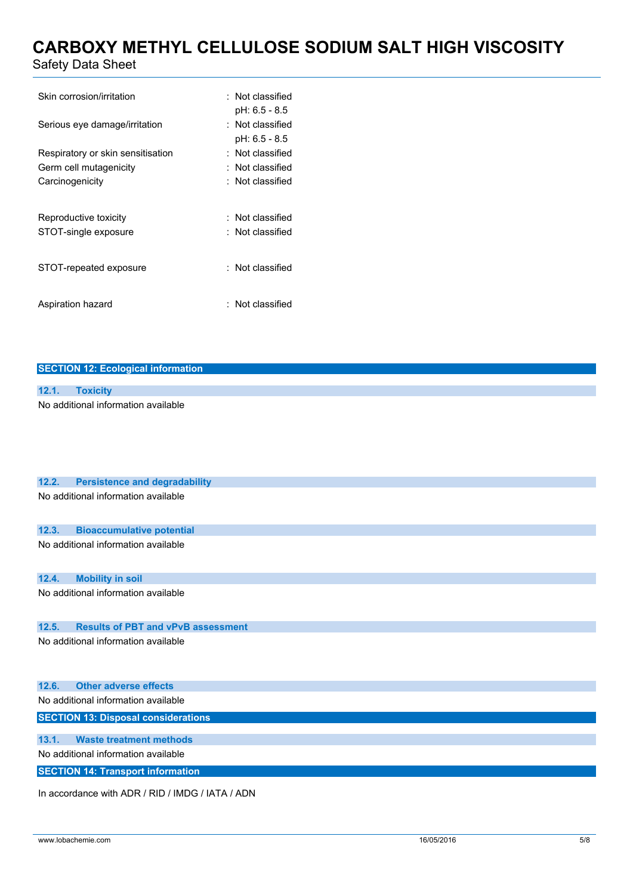| | |
|---|---|
| Skin corrosion/irritation | : Not classified<br>pH: 6.5 - 8.5 |
| Serious eye damage/irritation | : Not classified<br>pH: 6.5 - 8.5 |
| Respiratory or skin sensitisation | : Not classified |
| Germ cell mutagenicity | : Not classified |
| Carcinogenicity | : Not classified |
| Reproductive toxicity | : Not classified |
| STOT-single exposure | : Not classified |
| STOT-repeated exposure | : Not classified |
| Aspiration hazard | : Not classified |

## SECTION 12: Ecological information

### 12.1. Toxicity

No additional information available

### 12.2. Persistence and degradability

No additional information available

### 12.3. Bioaccumulative potential

No additional information available

### 12.4. Mobility in soil

No additional information available

### 12.5. Results of PBT and vPvB assessment

No additional information available

### 12.6. Other adverse effects

No additional information available

## SECTION 13: Disposal considerations

### 13.1. Waste treatment methods

No additional information available

## SECTION 14: Transport information

In accordance with ADR / RID / IMDG / IATA / ADN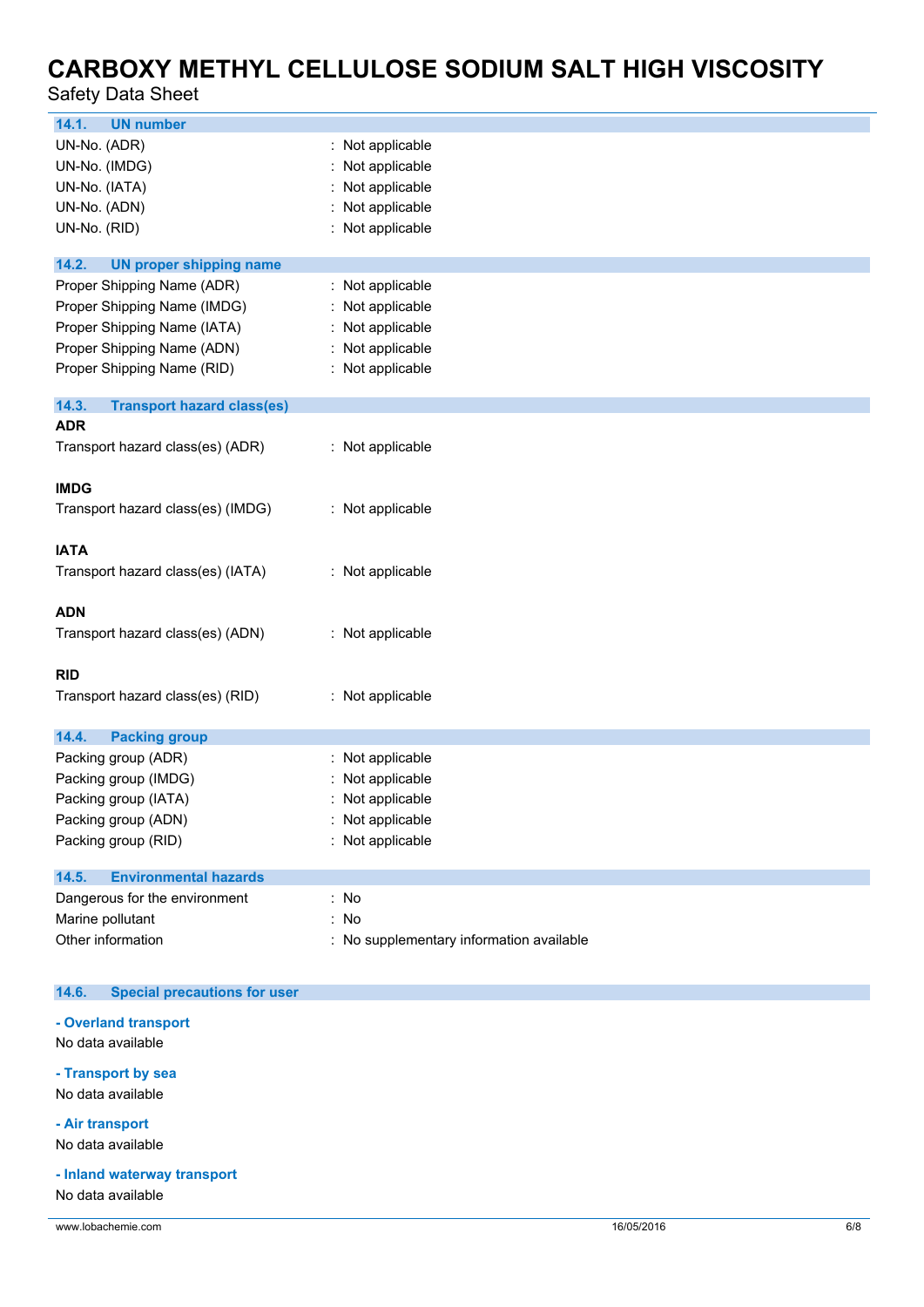### 14.1. UN number

| | |
|---|---|
| UN-No. (ADR) | : Not applicable |
| UN-No. (IMDG) | : Not applicable |
| UN-No. (IATA) | : Not applicable |
| UN-No. (ADN) | : Not applicable |
| UN-No. (RID) | : Not applicable |

### 14.2. UN proper shipping name

| | |
|---|---|
| Proper Shipping Name (ADR) | : Not applicable |
| Proper Shipping Name (IMDG) | : Not applicable |
| Proper Shipping Name (IATA) | : Not applicable |
| Proper Shipping Name (ADN) | : Not applicable |
| Proper Shipping Name (RID) | : Not applicable |

### 14.3. Transport hazard class(es)

**ADR**

Transport hazard class(es) (ADR) : Not applicable

**IMDG**

Transport hazard class(es) (IMDG) : Not applicable

**IATA**

Transport hazard class(es) (IATA) : Not applicable

**ADN**

Transport hazard class(es) (ADN) : Not applicable

**RID**

Transport hazard class(es) (RID) : Not applicable

### 14.4. Packing group

| | |
|---|---|
| Packing group (ADR) | : Not applicable |
| Packing group (IMDG) | : Not applicable |
| Packing group (IATA) | : Not applicable |
| Packing group (ADN) | : Not applicable |
| Packing group (RID) | : Not applicable |

### 14.5. Environmental hazards

| | |
|---|---|
| Dangerous for the environment | : No |
| Marine pollutant | : No |
| Other information | : No supplementary information available |

### 14.6. Special precautions for user

**- Overland transport**

No data available

**- Transport by sea**

No data available

**- Air transport**

No data available

**- Inland waterway transport**

No data available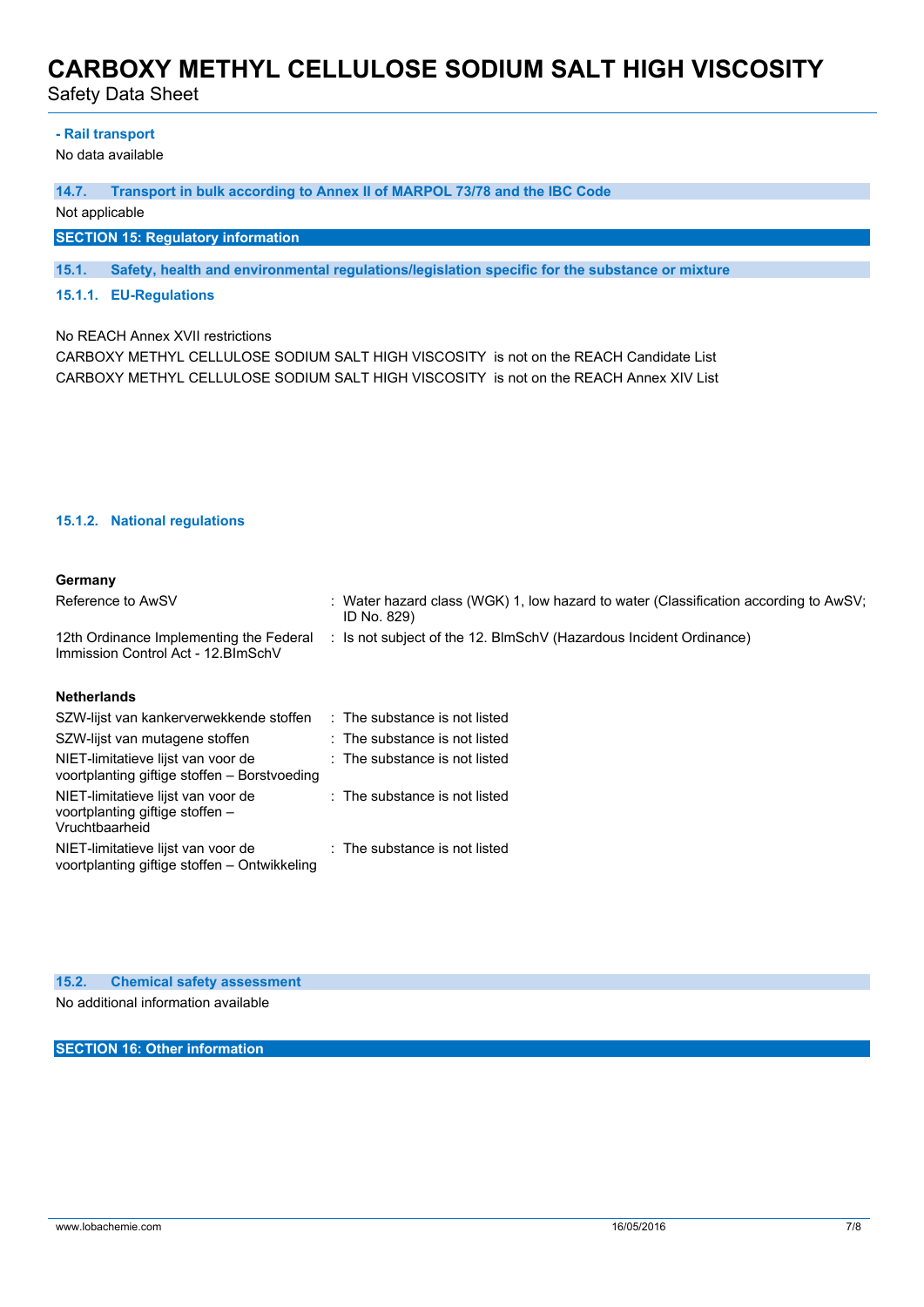**- Rail transport**

No data available

### 14.7. Transport in bulk according to Annex II of MARPOL 73/78 and the IBC Code

Not applicable

## SECTION 15: Regulatory information

### 15.1. Safety, health and environmental regulations/legislation specific for the substance or mixture

#### 15.1.1. EU-Regulations

No REACH Annex XVII restrictions

CARBOXY METHYL CELLULOSE SODIUM SALT HIGH VISCOSITY is not on the REACH Candidate List

CARBOXY METHYL CELLULOSE SODIUM SALT HIGH VISCOSITY is not on the REACH Annex XIV List

#### 15.1.2. National regulations

**Germany**

| | |
|---|---|
| Reference to AwSV | : Water hazard class (WGK) 1, low hazard to water (Classification according to AwSV; ID No. 829) |
| 12th Ordinance Implementing the Federal Immission Control Act - 12.BImSchV | : Is not subject of the 12. BlmSchV (Hazardous Incident Ordinance) |

**Netherlands**

| | |
|---|---|
| SZW-lijst van kankerverwekkende stoffen | : The substance is not listed |
| SZW-lijst van mutagene stoffen | : The substance is not listed |
| NIET-limitatieve lijst van voor de voortplanting giftige stoffen – Borstvoeding | : The substance is not listed |
| NIET-limitatieve lijst van voor de voortplanting giftige stoffen – Vruchtbaarheid | : The substance is not listed |
| NIET-limitatieve lijst van voor de voortplanting giftige stoffen – Ontwikkeling | : The substance is not listed |

### 15.2. Chemical safety assessment

No additional information available

## SECTION 16: Other information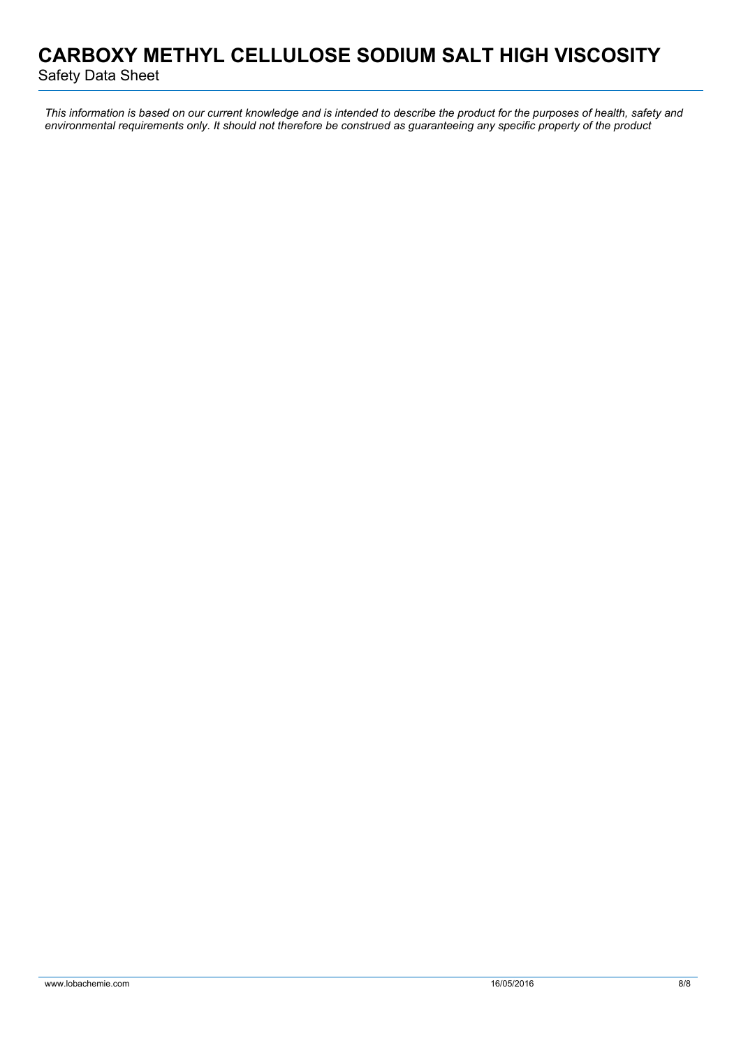*This information is based on our current knowledge and is intended to describe the product for the purposes of health, safety and environmental requirements only. It should not therefore be construed as guaranteeing any specific property of the product*